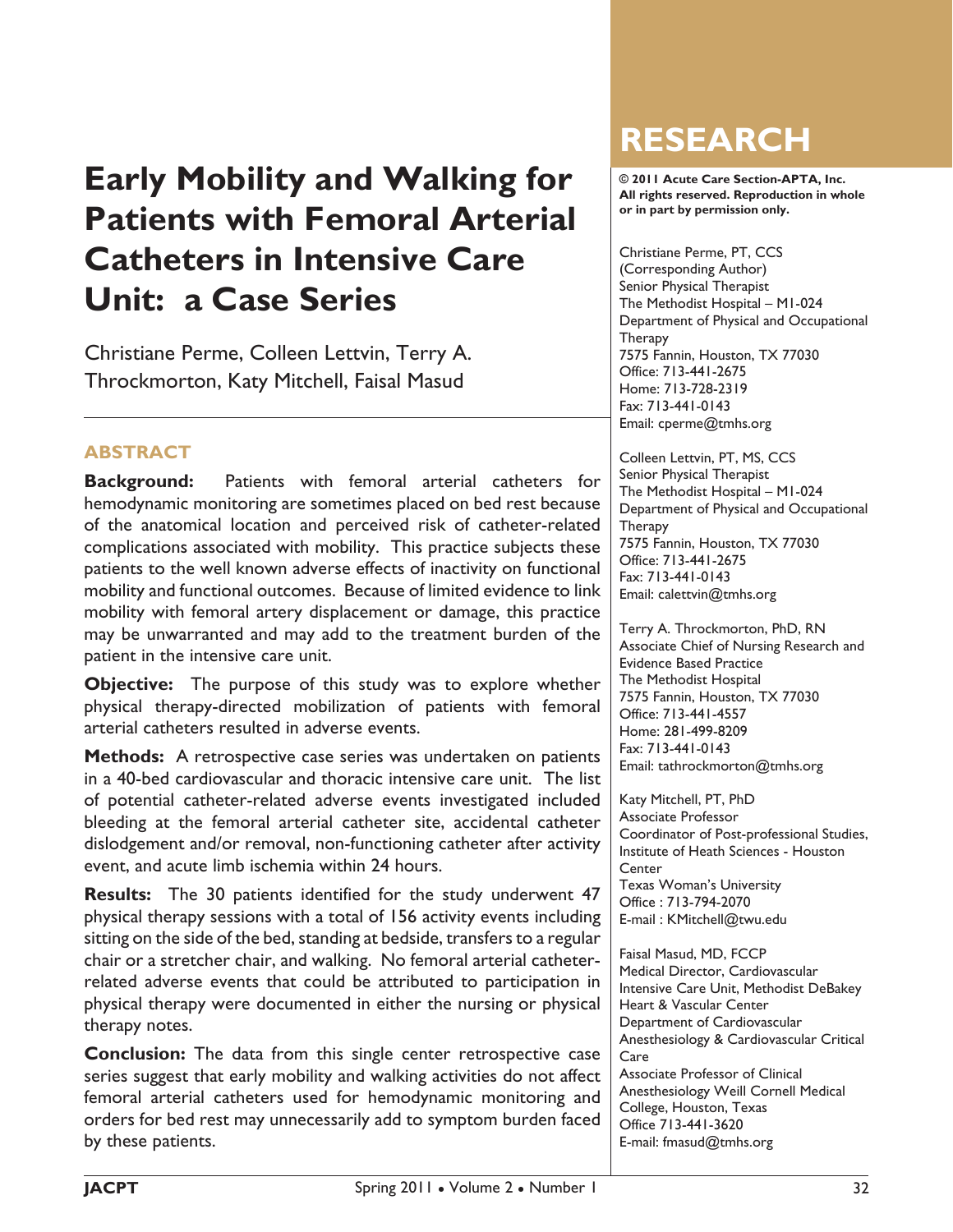# Early Mobility and Walking for Patients with Femoral Arterial Catheters in Intensive Care Unit: a Case Series

Christiane Perme, Colleen Lettvin, Terry A. Throckmorton, Katy Mitchell, Faisal Masud

## ABSTRACT

**Background:** Patients with femoral arterial catheters for hemodynamic monitoring are sometimes placed on bed rest because of the anatomical location and perceived risk of catheter-related complications associated with mobility. This practice subjects these patients to the well known adverse effects of inactivity on functional mobility and functional outcomes. Because of limited evidence to link mobility with femoral artery displacement or damage, this practice may be unwarranted and may add to the treatment burden of the patient in the intensive care unit.

**Objective:** The purpose of this study was to explore whether physical therapy-directed mobilization of patients with femoral arterial catheters resulted in adverse events.

**Methods:** A retrospective case series was undertaken on patients in a 40-bed cardiovascular and thoracic intensive care unit. The list of potential catheter-related adverse events investigated included bleeding at the femoral arterial catheter site, accidental catheter dislodgement and/or removal, non-functioning catheter after activity event, and acute limb ischemia within 24 hours.

**Results:** The 30 patients identified for the study underwent 47 physical therapy sessions with a total of 156 activity events including sitting on the side of the bed, standing at bedside, transfers to a regular chair or a stretcher chair, and walking. No femoral arterial catheter-related adverse events that could be attributed to participation in physical therapy were documented in either the nursing or physical therapy notes.

**Conclusion:** The data from this single center retrospective case series suggest that early mobility and walking activities do not affect femoral arterial catheters used for hemodynamic monitoring and orders for bed rest may unnecessarily add to symptom burden faced by these patients.

## RESEARCH

**© 2011 Acute Care Section-APTA, Inc. All rights reserved. Reproduction in whole or in part by permission only.**

Christiane Perme, PT, CCS
(Corresponding Author)
Senior Physical Therapist
The Methodist Hospital – M1-024
Department of Physical and Occupational Therapy
7575 Fannin, Houston, TX 77030
Office: 713-441-2675
Home: 713-728-2319
Fax: 713-441-0143
Email: cperme@tmhs.org

Colleen Lettvin, PT, MS, CCS
Senior Physical Therapist
The Methodist Hospital – M1-024
Department of Physical and Occupational Therapy
7575 Fannin, Houston, TX 77030
Office: 713-441-2675
Fax: 713-441-0143
Email: calettvin@tmhs.org

Terry A. Throckmorton, PhD, RN
Associate Chief of Nursing Research and Evidence Based Practice
The Methodist Hospital
7575 Fannin, Houston, TX 77030
Office: 713-441-4557
Home: 281-499-8209
Fax: 713-441-0143
Email: tathrockmorton@tmhs.org

Katy Mitchell, PT, PhD
Associate Professor
Coordinator of Post-professional Studies, Institute of Heath Sciences - Houston Center
Texas Woman's University
Office : 713-794-2070
E-mail : KMitchell@twu.edu

Faisal Masud, MD, FCCP
Medical Director, Cardiovascular Intensive Care Unit, Methodist DeBakey Heart & Vascular Center
Department of Cardiovascular Anesthesiology & Cardiovascular Critical Care
Associate Professor of Clinical Anesthesiology Weill Cornell Medical College, Houston, Texas
Office 713-441-3620
E-mail: fmasud@tmhs.org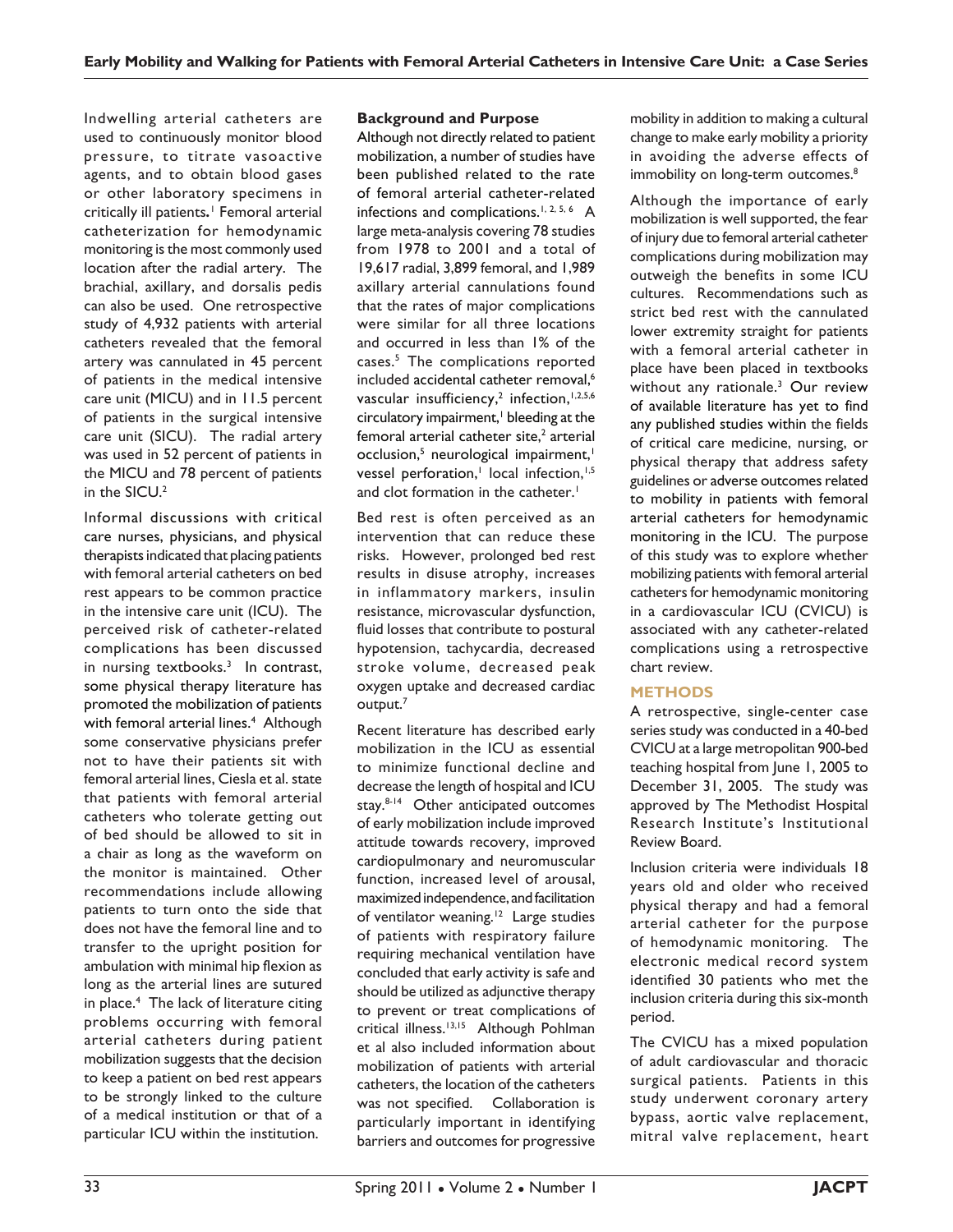Indwelling arterial catheters are used to continuously monitor blood pressure, to titrate vasoactive agents, and to obtain blood gases or other laboratory specimens in critically ill patients.[1] Femoral arterial catheterization for hemodynamic monitoring is the most commonly used location after the radial artery. The brachial, axillary, and dorsalis pedis can also be used. One retrospective study of 4,932 patients with arterial catheters revealed that the femoral artery was cannulated in 45 percent of patients in the medical intensive care unit (MICU) and in 11.5 percent of patients in the surgical intensive care unit (SICU). The radial artery was used in 52 percent of patients in the MICU and 78 percent of patients in the SICU.[2]

Informal discussions with critical care nurses, physicians, and physical therapists indicated that placing patients with femoral arterial catheters on bed rest appears to be common practice in the intensive care unit (ICU). The perceived risk of catheter-related complications has been discussed in nursing textbooks.[3] In contrast, some physical therapy literature has promoted the mobilization of patients with femoral arterial lines.[4] Although some conservative physicians prefer not to have their patients sit with femoral arterial lines, Ciesla et al. state that patients with femoral arterial catheters who tolerate getting out of bed should be allowed to sit in a chair as long as the waveform on the monitor is maintained. Other recommendations include allowing patients to turn onto the side that does not have the femoral line and to transfer to the upright position for ambulation with minimal hip flexion as long as the arterial lines are sutured in place.[4] The lack of literature citing problems occurring with femoral arterial catheters during patient mobilization suggests that the decision to keep a patient on bed rest appears to be strongly linked to the culture of a medical institution or that of a particular ICU within the institution.

## Background and Purpose

Although not directly related to patient mobilization, a number of studies have been published related to the rate of femoral arterial catheter-related infections and complications.[1, 2, 5, 6] A large meta-analysis covering 78 studies from 1978 to 2001 and a total of 19,617 radial, 3,899 femoral, and 1,989 axillary arterial cannulations found that the rates of major complications were similar for all three locations and occurred in less than 1% of the cases.[5] The complications reported included accidental catheter removal,[6] vascular insufficiency,[2] infection,[1,2,5,6] circulatory impairment,[1] bleeding at the femoral arterial catheter site,[2] arterial occlusion,[5] neurological impairment,[1] vessel perforation,[1] local infection,[1,5] and clot formation in the catheter.[1]

Bed rest is often perceived as an intervention that can reduce these risks. However, prolonged bed rest results in disuse atrophy, increases in inflammatory markers, insulin resistance, microvascular dysfunction, fluid losses that contribute to postural hypotension, tachycardia, decreased stroke volume, decreased peak oxygen uptake and decreased cardiac output.[7]

Recent literature has described early mobilization in the ICU as essential to minimize functional decline and decrease the length of hospital and ICU stay.[8-14] Other anticipated outcomes of early mobilization include improved attitude towards recovery, improved cardiopulmonary and neuromuscular function, increased level of arousal, maximized independence, and facilitation of ventilator weaning.[12] Large studies of patients with respiratory failure requiring mechanical ventilation have concluded that early activity is safe and should be utilized as adjunctive therapy to prevent or treat complications of critical illness.[13,15] Although Pohlman et al also included information about mobilization of patients with arterial catheters, the location of the catheters was not specified. Collaboration is particularly important in identifying barriers and outcomes for progressive mobility in addition to making a cultural change to make early mobility a priority in avoiding the adverse effects of immobility on long-term outcomes.[8]

Although the importance of early mobilization is well supported, the fear of injury due to femoral arterial catheter complications during mobilization may outweigh the benefits in some ICU cultures. Recommendations such as strict bed rest with the cannulated lower extremity straight for patients with a femoral arterial catheter in place have been placed in textbooks without any rationale.[3] Our review of available literature has yet to find any published studies within the fields of critical care medicine, nursing, or physical therapy that address safety guidelines or adverse outcomes related to mobility in patients with femoral arterial catheters for hemodynamic monitoring in the ICU. The purpose of this study was to explore whether mobilizing patients with femoral arterial catheters for hemodynamic monitoring in a cardiovascular ICU (CVICU) is associated with any catheter-related complications using a retrospective chart review.

## METHODS

A retrospective, single-center case series study was conducted in a 40-bed CVICU at a large metropolitan 900-bed teaching hospital from June 1, 2005 to December 31, 2005. The study was approved by The Methodist Hospital Research Institute's Institutional Review Board.

Inclusion criteria were individuals 18 years old and older who received physical therapy and had a femoral arterial catheter for the purpose of hemodynamic monitoring. The electronic medical record system identified 30 patients who met the inclusion criteria during this six-month period.

The CVICU has a mixed population of adult cardiovascular and thoracic surgical patients. Patients in this study underwent coronary artery bypass, aortic valve replacement, mitral valve replacement, heart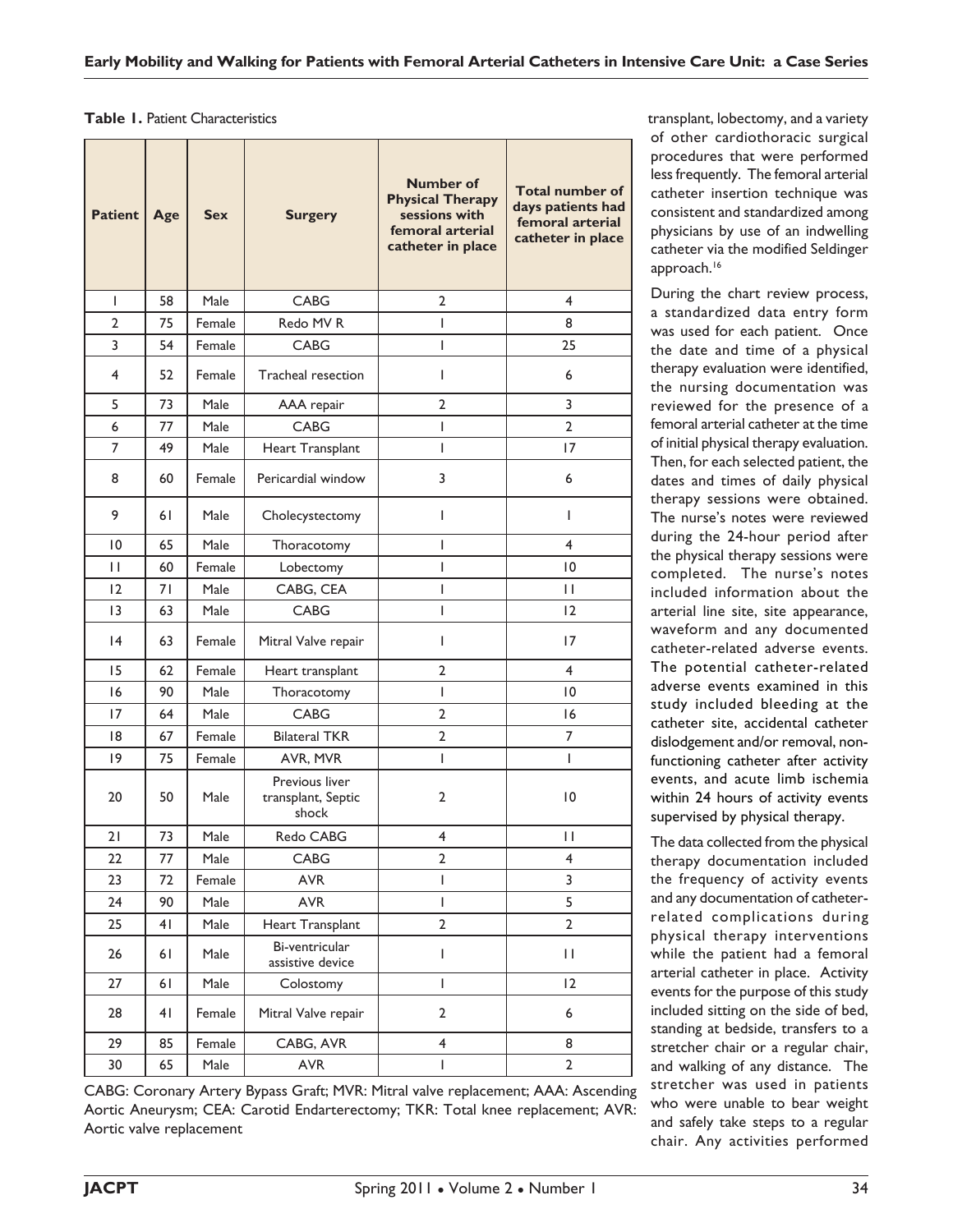**Table 1.** Patient Characteristics

| Patient | Age | Sex | Surgery | Number of Physical Therapy sessions with femoral arterial catheter in place | Total number of days patients had femoral arterial catheter in place |
|---|---|---|---|---|---|
| 1 | 58 | Male | CABG | 2 | 4 |
| 2 | 75 | Female | Redo MV R | 1 | 8 |
| 3 | 54 | Female | CABG | 1 | 25 |
| 4 | 52 | Female | Tracheal resection | 1 | 6 |
| 5 | 73 | Male | AAA repair | 2 | 3 |
| 6 | 77 | Male | CABG | 1 | 2 |
| 7 | 49 | Male | Heart Transplant | 1 | 17 |
| 8 | 60 | Female | Pericardial window | 3 | 6 |
| 9 | 61 | Male | Cholecystectomy | 1 | 1 |
| 10 | 65 | Male | Thoracotomy | 1 | 4 |
| 11 | 60 | Female | Lobectomy | 1 | 10 |
| 12 | 71 | Male | CABG, CEA | 1 | 11 |
| 13 | 63 | Male | CABG | 1 | 12 |
| 14 | 63 | Female | Mitral Valve repair | 1 | 17 |
| 15 | 62 | Female | Heart transplant | 2 | 4 |
| 16 | 90 | Male | Thoracotomy | 1 | 10 |
| 17 | 64 | Male | CABG | 2 | 16 |
| 18 | 67 | Female | Bilateral TKR | 2 | 7 |
| 19 | 75 | Female | AVR, MVR | 1 | 1 |
| 20 | 50 | Male | Previous liver transplant, Septic shock | 2 | 10 |
| 21 | 73 | Male | Redo CABG | 4 | 11 |
| 22 | 77 | Male | CABG | 2 | 4 |
| 23 | 72 | Female | AVR | 1 | 3 |
| 24 | 90 | Male | AVR | 1 | 5 |
| 25 | 41 | Male | Heart Transplant | 2 | 2 |
| 26 | 61 | Male | Bi-ventricular assistive device | 1 | 11 |
| 27 | 61 | Male | Colostomy | 1 | 12 |
| 28 | 41 | Female | Mitral Valve repair | 2 | 6 |
| 29 | 85 | Female | CABG, AVR | 4 | 8 |
| 30 | 65 | Male | AVR | 1 | 2 |

CABG: Coronary Artery Bypass Graft; MVR: Mitral valve replacement; AAA: Ascending Aortic Aneurysm; CEA: Carotid Endarterectomy; TKR: Total knee replacement; AVR: Aortic valve replacement

transplant, lobectomy, and a variety of other cardiothoracic surgical procedures that were performed less frequently. The femoral arterial catheter insertion technique was consistent and standardized among physicians by use of an indwelling catheter via the modified Seldinger approach.[16]

During the chart review process, a standardized data entry form was used for each patient. Once the date and time of a physical therapy evaluation were identified, the nursing documentation was reviewed for the presence of a femoral arterial catheter at the time of initial physical therapy evaluation. Then, for each selected patient, the dates and times of daily physical therapy sessions were obtained. The nurse's notes were reviewed during the 24-hour period after the physical therapy sessions were completed. The nurse's notes included information about the arterial line site, site appearance, waveform and any documented catheter-related adverse events. The potential catheter-related adverse events examined in this study included bleeding at the catheter site, accidental catheter dislodgement and/or removal, non-functioning catheter after activity events, and acute limb ischemia within 24 hours of activity events supervised by physical therapy.

The data collected from the physical therapy documentation included the frequency of activity events and any documentation of catheter-related complications during physical therapy interventions while the patient had a femoral arterial catheter in place. Activity events for the purpose of this study included sitting on the side of bed, standing at bedside, transfers to a stretcher chair or a regular chair, and walking of any distance. The stretcher was used in patients who were unable to bear weight and safely take steps to a regular chair. Any activities performed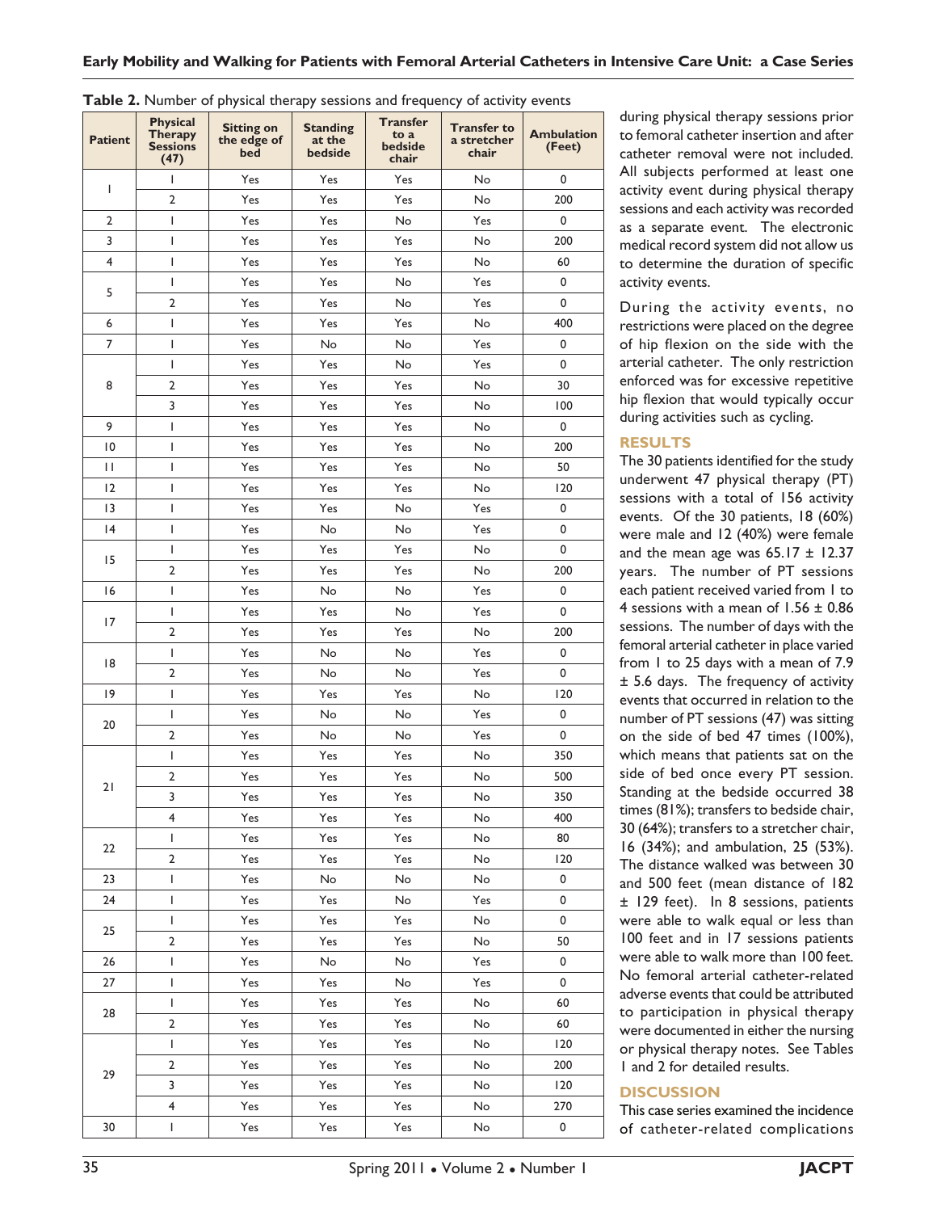**Table 2.** Number of physical therapy sessions and frequency of activity events

| Patient | Physical Therapy Sessions (47) | Sitting on the edge of bed | Standing at the bedside | Transfer to a bedside chair | Transfer to a stretcher chair | Ambulation (Feet) |
|---|---|---|---|---|---|---|
| 1 | 1 | Yes | Yes | Yes | No | 0 |
| | 2 | Yes | Yes | Yes | No | 200 |
| 2 | 1 | Yes | Yes | No | Yes | 0 |
| 3 | 1 | Yes | Yes | Yes | No | 200 |
| 4 | 1 | Yes | Yes | Yes | No | 60 |
| 5 | 1 | Yes | Yes | No | Yes | 0 |
| | 2 | Yes | Yes | No | Yes | 0 |
| 6 | 1 | Yes | Yes | Yes | No | 400 |
| 7 | 1 | Yes | No | No | Yes | 0 |
| 8 | 1 | Yes | Yes | No | Yes | 0 |
| | 2 | Yes | Yes | Yes | No | 30 |
| | 3 | Yes | Yes | Yes | No | 100 |
| 9 | 1 | Yes | Yes | Yes | No | 0 |
| 10 | 1 | Yes | Yes | Yes | No | 200 |
| 11 | 1 | Yes | Yes | Yes | No | 50 |
| 12 | 1 | Yes | Yes | Yes | No | 120 |
| 13 | 1 | Yes | Yes | No | Yes | 0 |
| 14 | 1 | Yes | No | No | Yes | 0 |
| 15 | 1 | Yes | Yes | Yes | No | 0 |
| | 2 | Yes | Yes | Yes | No | 200 |
| 16 | 1 | Yes | No | No | Yes | 0 |
| 17 | 1 | Yes | Yes | No | Yes | 0 |
| | 2 | Yes | Yes | Yes | No | 200 |
| 18 | 1 | Yes | No | No | Yes | 0 |
| | 2 | Yes | No | No | Yes | 0 |
| 19 | 1 | Yes | Yes | Yes | No | 120 |
| 20 | 1 | Yes | No | No | Yes | 0 |
| | 2 | Yes | No | No | Yes | 0 |
| 21 | 1 | Yes | Yes | Yes | No | 350 |
| | 2 | Yes | Yes | Yes | No | 500 |
| | 3 | Yes | Yes | Yes | No | 350 |
| | 4 | Yes | Yes | Yes | No | 400 |
| 22 | 1 | Yes | Yes | Yes | No | 80 |
| | 2 | Yes | Yes | Yes | No | 120 |
| 23 | 1 | Yes | No | No | No | 0 |
| 24 | 1 | Yes | Yes | No | Yes | 0 |
| 25 | 1 | Yes | Yes | Yes | No | 0 |
| | 2 | Yes | Yes | Yes | No | 50 |
| 26 | 1 | Yes | No | No | Yes | 0 |
| 27 | 1 | Yes | Yes | No | Yes | 0 |
| 28 | 1 | Yes | Yes | Yes | No | 60 |
| | 2 | Yes | Yes | Yes | No | 60 |
| 29 | 1 | Yes | Yes | Yes | No | 120 |
| | 2 | Yes | Yes | Yes | No | 200 |
| | 3 | Yes | Yes | Yes | No | 120 |
| | 4 | Yes | Yes | Yes | No | 270 |
| 30 | 1 | Yes | Yes | Yes | No | 0 |

during physical therapy sessions prior to femoral catheter insertion and after catheter removal were not included. All subjects performed at least one activity event during physical therapy sessions and each activity was recorded as a separate event. The electronic medical record system did not allow us to determine the duration of specific activity events.

During the activity events, no restrictions were placed on the degree of hip flexion on the side with the arterial catheter. The only restriction enforced was for excessive repetitive hip flexion that would typically occur during activities such as cycling.

## RESULTS

The 30 patients identified for the study underwent 47 physical therapy (PT) sessions with a total of 156 activity events. Of the 30 patients, 18 (60%) were male and 12 (40%) were female and the mean age was 65.17 ± 12.37 years. The number of PT sessions each patient received varied from 1 to 4 sessions with a mean of 1.56 ± 0.86 sessions. The number of days with the femoral arterial catheter in place varied from 1 to 25 days with a mean of 7.9 ± 5.6 days. The frequency of activity events that occurred in relation to the number of PT sessions (47) was sitting on the side of bed 47 times (100%), which means that patients sat on the side of bed once every PT session. Standing at the bedside occurred 38 times (81%); transfers to bedside chair, 30 (64%); transfers to a stretcher chair, 16 (34%); and ambulation, 25 (53%). The distance walked was between 30 and 500 feet (mean distance of 182 ± 129 feet). In 8 sessions, patients were able to walk equal or less than 100 feet and in 17 sessions patients were able to walk more than 100 feet. No femoral arterial catheter-related adverse events that could be attributed to participation in physical therapy were documented in either the nursing or physical therapy notes. See Tables 1 and 2 for detailed results.

## DISCUSSION

This case series examined the incidence of catheter-related complications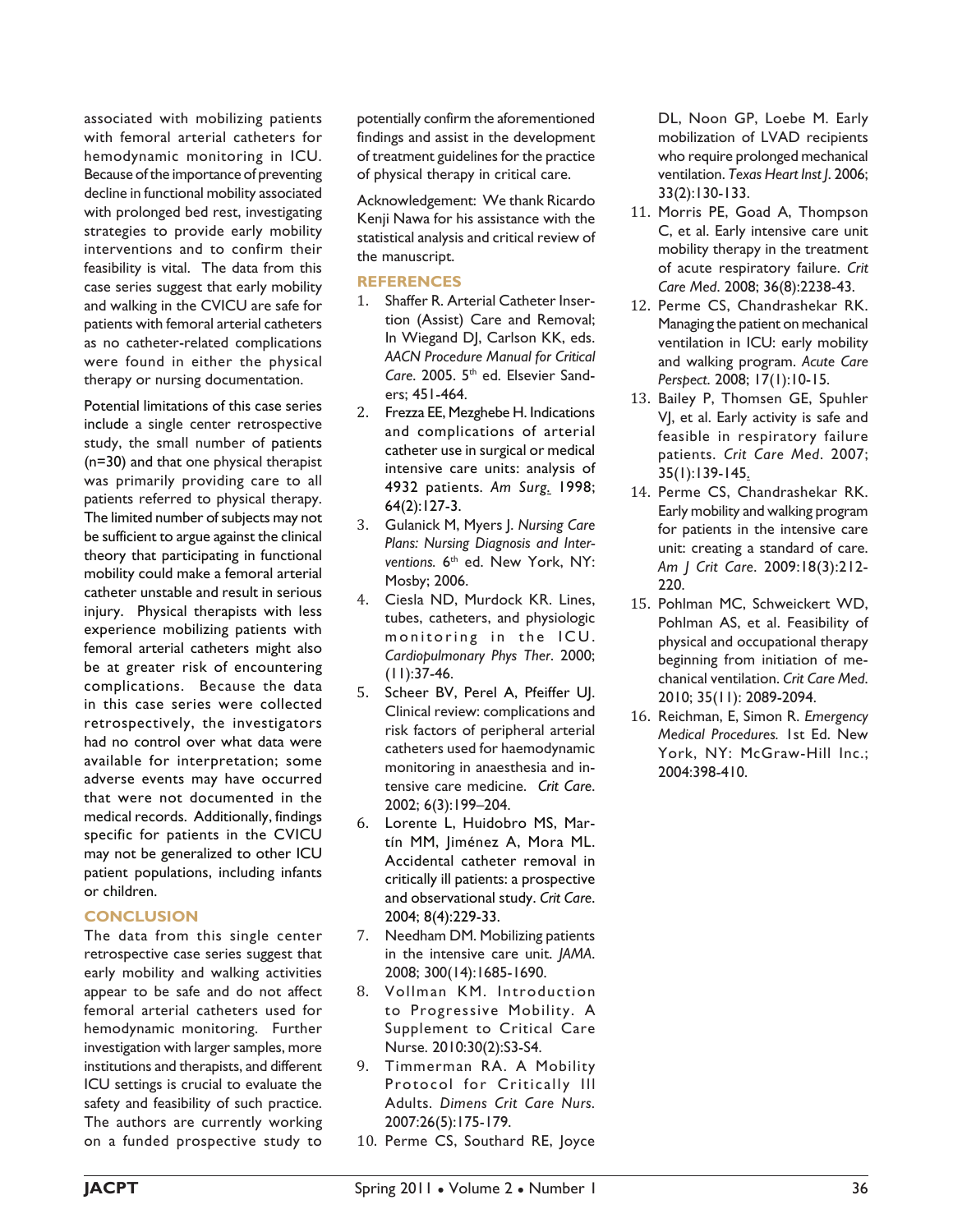associated with mobilizing patients with femoral arterial catheters for hemodynamic monitoring in ICU. Because of the importance of preventing decline in functional mobility associated with prolonged bed rest, investigating strategies to provide early mobility interventions and to confirm their feasibility is vital. The data from this case series suggest that early mobility and walking in the CVICU are safe for patients with femoral arterial catheters as no catheter-related complications were found in either the physical therapy or nursing documentation.

Potential limitations of this case series include a single center retrospective study, the small number of patients (n=30) and that one physical therapist was primarily providing care to all patients referred to physical therapy. The limited number of subjects may not be sufficient to argue against the clinical theory that participating in functional mobility could make a femoral arterial catheter unstable and result in serious injury. Physical therapists with less experience mobilizing patients with femoral arterial catheters might also be at greater risk of encountering complications. Because the data in this case series were collected retrospectively, the investigators had no control over what data were available for interpretation; some adverse events may have occurred that were not documented in the medical records. Additionally, findings specific for patients in the CVICU may not be generalized to other ICU patient populations, including infants or children.

## CONCLUSION

The data from this single center retrospective case series suggest that early mobility and walking activities appear to be safe and do not affect femoral arterial catheters used for hemodynamic monitoring. Further investigation with larger samples, more institutions and therapists, and different ICU settings is crucial to evaluate the safety and feasibility of such practice. The authors are currently working on a funded prospective study to potentially confirm the aforementioned findings and assist in the development of treatment guidelines for the practice of physical therapy in critical care.

Acknowledgement: We thank Ricardo Kenji Nawa for his assistance with the statistical analysis and critical review of the manuscript.

## REFERENCES

1. Shaffer R. Arterial Catheter Insertion (Assist) Care and Removal; In Wiegand DJ, Carlson KK, eds. *AACN Procedure Manual for Critical Care*. 2005. 5th ed. Elsevier Sanders; 451-464.
2. Frezza EE, Mezghebe H. Indications and complications of arterial catheter use in surgical or medical intensive care units: analysis of 4932 patients. *Am Surg.* 1998; 64(2):127-3.
3. Gulanick M, Myers J. *Nursing Care Plans: Nursing Diagnosis and Interventions.* 6th ed. New York, NY: Mosby; 2006.
4. Ciesla ND, Murdock KR. Lines, tubes, catheters, and physiologic monitoring in the ICU. *Cardiopulmonary Phys Ther*. 2000; (11):37-46.
5. Scheer BV, Perel A, Pfeiffer UJ. Clinical review: complications and risk factors of peripheral arterial catheters used for haemodynamic monitoring in anaesthesia and intensive care medicine. *Crit Care*. 2002; 6(3):199–204.
6. Lorente L, Huidobro MS, Martín MM, Jiménez A, Mora ML. Accidental catheter removal in critically ill patients: a prospective and observational study. *Crit Care*. 2004; 8(4):229-33.
7. Needham DM. Mobilizing patients in the intensive care unit. *JAMA*. 2008; 300(14):1685-1690.
8. Vollman KM. Introduction to Progressive Mobility. A Supplement to Critical Care Nurse. 2010:30(2):S3-S4.
9. Timmerman RA. A Mobility Protocol for Critically Ill Adults. *Dimens Crit Care Nurs*. 2007:26(5):175-179.
10. Perme CS, Southard RE, Joyce DL, Noon GP, Loebe M. Early mobilization of LVAD recipients who require prolonged mechanical ventilation. *Texas Heart Inst J*. 2006; 33(2):130-133.
11. Morris PE, Goad A, Thompson C, et al. Early intensive care unit mobility therapy in the treatment of acute respiratory failure. *Crit Care Med*. 2008; 36(8):2238-43.
12. Perme CS, Chandrashekar RK. Managing the patient on mechanical ventilation in ICU: early mobility and walking program. *Acute Care Perspect*. 2008; 17(1):10-15.
13. Bailey P, Thomsen GE, Spuhler VJ, et al. Early activity is safe and feasible in respiratory failure patients. *Crit Care Med*. 2007; 35(1):139-145.
14. Perme CS, Chandrashekar RK. Early mobility and walking program for patients in the intensive care unit: creating a standard of care. *Am J Crit Care*. 2009:18(3):212-220.
15. Pohlman MC, Schweickert WD, Pohlman AS, et al. Feasibility of physical and occupational therapy beginning from initiation of mechanical ventilation. *Crit Care Med*. 2010; 35(11): 2089-2094.
16. Reichman, E, Simon R. *Emergency Medical Procedures.* 1st Ed. New York, NY: McGraw-Hill Inc.; 2004:398-410.